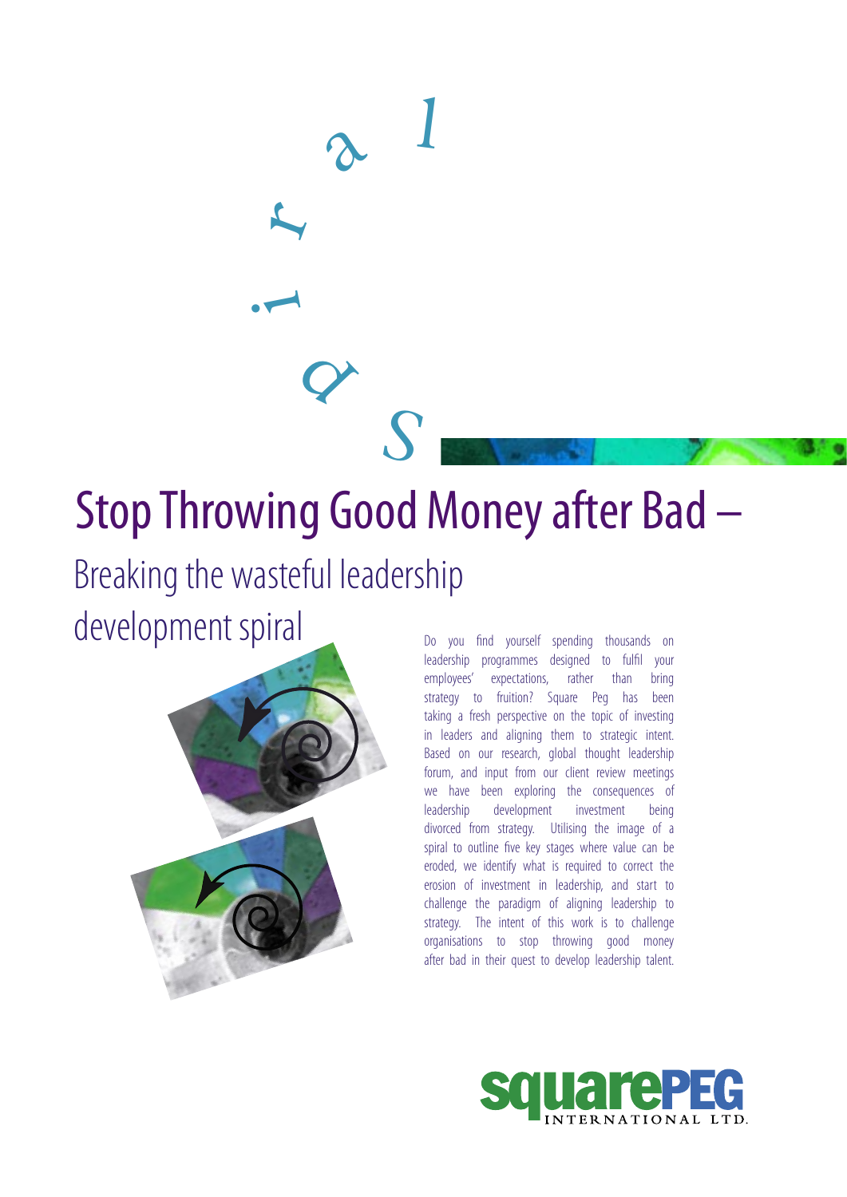# Stop Throwing Good Money after Bad –

## Breaking the wasteful leadership development spiral

Do you find yourself spending thousands on leadership programmes designed to fulfil your employees' expectations, rather than bring strategy to fruition? Square Peg has been taking a fresh perspective on the topic of investing in leaders and aligning them to strategic intent. Based on our research, global thought leadership forum, and input from our client review meetings we have been exploring the consequences of leadership development investment being divorced from strategy. Utilising the image of a spiral to outline five key stages where value can be eroded, we identify what is required to correct the erosion of investment in leadership, and start to challenge the paradigm of aligning leadership to strategy. The intent of this work is to challenge organisations to stop throwing good money after bad in their quest to develop leadership talent.

squarePEG INTERNATIONAL LTD.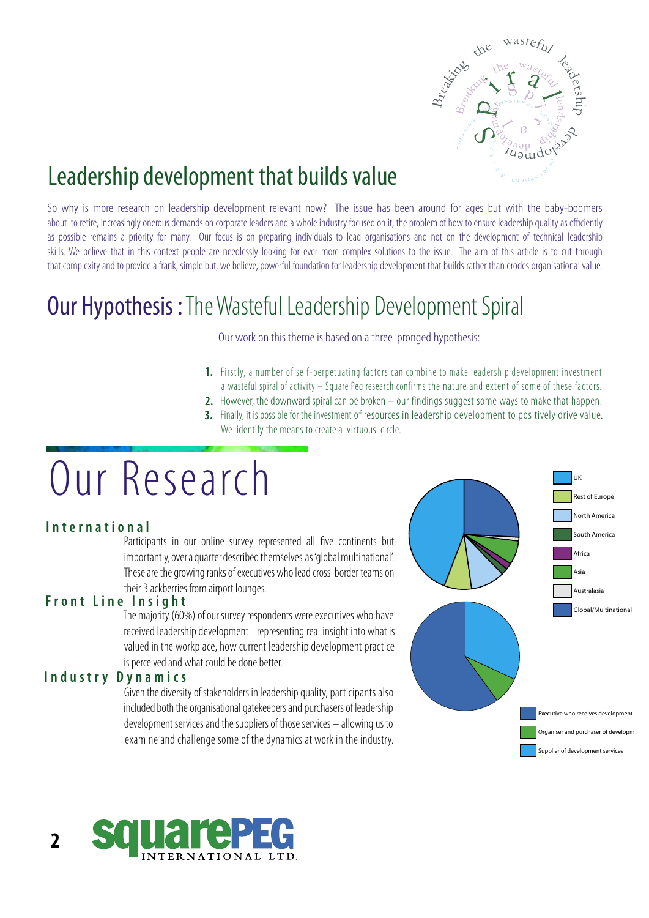## Leadership development that builds value

So why is more research on leadership development relevant now? The issue has been around for ages but with the baby-boomers about to retire, increasingly onerous demands on corporate leaders and a whole industry focused on it, the problem of how to ensure leadership quality as efficiently as possible remains a priority for many. Our focus is on preparing individuals to lead organisations and not on the development of technical leadership skills. We believe that in this context people are needlessly looking for ever more complex solutions to the issue. The aim of this article is to cut through that complexity and to provide a frank, simple but, we believe, powerful foundation for leadership development that builds rather than erodes organisational value.

## Our Hypothesis : The Wasteful Leadership Development Spiral

Our work on this theme is based on a three-pronged hypothesis:

1. Firstly, a number of self-perpetuating factors can combine to make leadership development investment a wasteful spiral of activity – Square Peg research confirms the nature and extent of some of these factors.
2. However, the downward spiral can be broken – our findings suggest some ways to make that happen.
3. Finally, it is possible for the investment of resources in leadership development to positively drive value. We identify the means to create a virtuous circle.

# Our Research

### International

Participants in our online survey represented all five continents but importantly, over a quarter described themselves as 'global multinational'. These are the growing ranks of executives who lead cross-border teams on their Blackberries from airport lounges.

### Front Line Insight

The majority (60%) of our survey respondents were executives who have received leadership development - representing real insight into what is valued in the workplace, how current leadership development practice is perceived and what could be done better.

### Industry Dynamics

Given the diversity of stakeholders in leadership quality, participants also included both the organisational gatekeepers and purchasers of leadership development services and the suppliers of those services – allowing us to examine and challenge some of the dynamics at work in the industry.

UK
Rest of Europe
North America
South America
Africa
Asia
Australasia
Global/Multinational

Executive who receives development
Organiser and purchaser of developm
Supplier of development services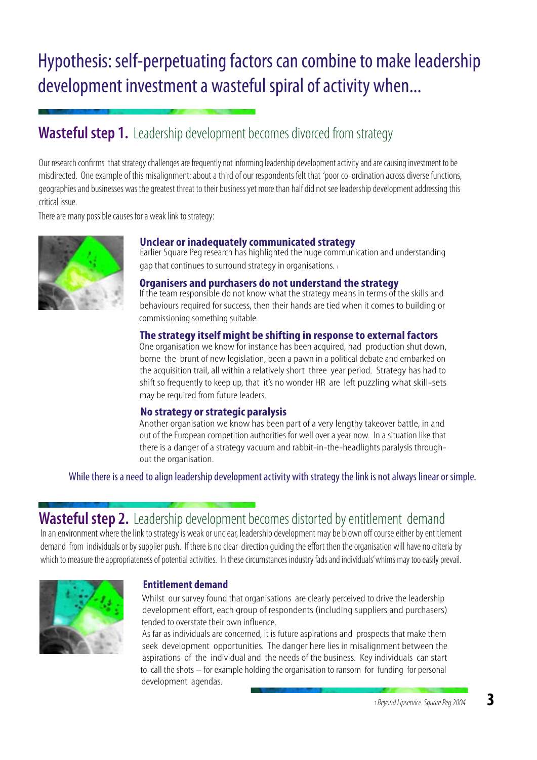# Hypothesis: self-perpetuating factors can combine to make leadership development investment a wasteful spiral of activity when...

## **Wasteful step 1.** Leadership development becomes divorced from strategy

Our research confirms that strategy challenges are frequently not informing leadership development activity and are causing investment to be misdirected. One example of this misalignment: about a third of our respondents felt that 'poor co-ordination across diverse functions, geographies and businesses was the greatest threat to their business yet more than half did not see leadership development addressing this critical issue.

There are many possible causes for a weak link to strategy:

### Unclear or inadequately communicated strategy

Earlier Square Peg research has highlighted the huge communication and understanding gap that continues to surround strategy in organisations. [1]

### Organisers and purchasers do not understand the strategy

If the team responsible do not know what the strategy means in terms of the skills and behaviours required for success, then their hands are tied when it comes to building or commissioning something suitable.

### The strategy itself might be shifting in response to external factors

One organisation we know for instance has been acquired, had production shut down, borne the brunt of new legislation, been a pawn in a political debate and embarked on the acquisition trail, all within a relatively short three year period. Strategy has had to shift so frequently to keep up, that it's no wonder HR are left puzzling what skill-sets may be required from future leaders.

### No strategy or strategic paralysis

Another organisation we know has been part of a very lengthy takeover battle, in and out of the European competition authorities for well over a year now. In a situation like that there is a danger of a strategy vacuum and rabbit-in-the-headlights paralysis throughout the organisation.

While there is a need to align leadership development activity with strategy the link is not always linear or simple.

## **Wasteful step 2.** Leadership development becomes distorted by entitlement demand

In an environment where the link to strategy is weak or unclear, leadership development may be blown off course either by entitlement demand from individuals or by supplier push. If there is no clear direction guiding the effort then the organisation will have no criteria by which to measure the appropriateness of potential activities. In these circumstances industry fads and individuals' whims may too easily prevail.

### Entitlement demand

Whilst our survey found that organisations are clearly perceived to drive the leadership development effort, each group of respondents (including suppliers and purchasers) tended to overstate their own influence.

As far as individuals are concerned, it is future aspirations and prospects that make them seek development opportunities. The danger here lies in misalignment between the aspirations of the individual and the needs of the business. Key individuals can start to call the shots – for example holding the organisation to ransom for funding for personal development agendas.

[1] *Beyond Lipservice. Square Peg 2004*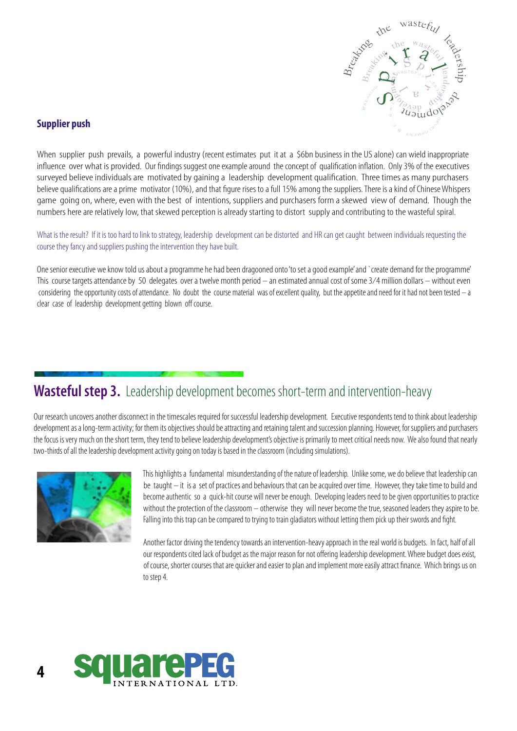### Supplier push

When supplier push prevails, a powerful industry (recent estimates put it at a $6bn business in the US alone) can wield inappropriate influence over what is provided. Our findings suggest one example around the concept of qualification inflation. Only 3% of the executives surveyed believe individuals are motivated by gaining a leadership development qualification. Three times as many purchasers believe qualifications are a prime motivator (10%), and that figure rises to a full 15% among the suppliers. There is a kind of Chinese Whispers game going on, where, even with the best of intentions, suppliers and purchasers form a skewed view of demand. Though the numbers here are relatively low, that skewed perception is already starting to distort supply and contributing to the wasteful spiral.

What is the result? If it is too hard to link to strategy, leadership development can be distorted and HR can get caught between individuals requesting the course they fancy and suppliers pushing the intervention they have built.

One senior executive we know told us about a programme he had been dragooned onto 'to set a good example' and `create demand for the programme' This course targets attendance by 50 delegates over a twelve month period – an estimated annual cost of some 3/4 million dollars – without even considering the opportunity costs of attendance. No doubt the course material was of excellent quality, but the appetite and need for it had not been tested – a clear case of leadership development getting blown off course.

## **Wasteful step 3.** Leadership development becomes short-term and intervention-heavy

Our research uncovers another disconnect in the timescales required for successful leadership development. Executive respondents tend to think about leadership development as a long-term activity; for them its objectives should be attracting and retaining talent and succession planning. However, for suppliers and purchasers the focus is very much on the short term, they tend to believe leadership development's objective is primarily to meet critical needs now. We also found that nearly two-thirds of all the leadership development activity going on today is based in the classroom (including simulations).

This highlights a fundamental misunderstanding of the nature of leadership. Unlike some, we do believe that leadership can be taught – it is a set of practices and behaviours that can be acquired over time. However, they take time to build and become authentic so a quick-hit course will never be enough. Developing leaders need to be given opportunities to practice without the protection of the classroom – otherwise they will never become the true, seasoned leaders they aspire to be. Falling into this trap can be compared to trying to train gladiators without letting them pick up their swords and fight.

Another factor driving the tendency towards an intervention-heavy approach in the real world is budgets. In fact, half of all our respondents cited lack of budget as the major reason for not offering leadership development. Where budget does exist, of course, shorter courses that are quicker and easier to plan and implement more easily attract finance. Which brings us on to step 4.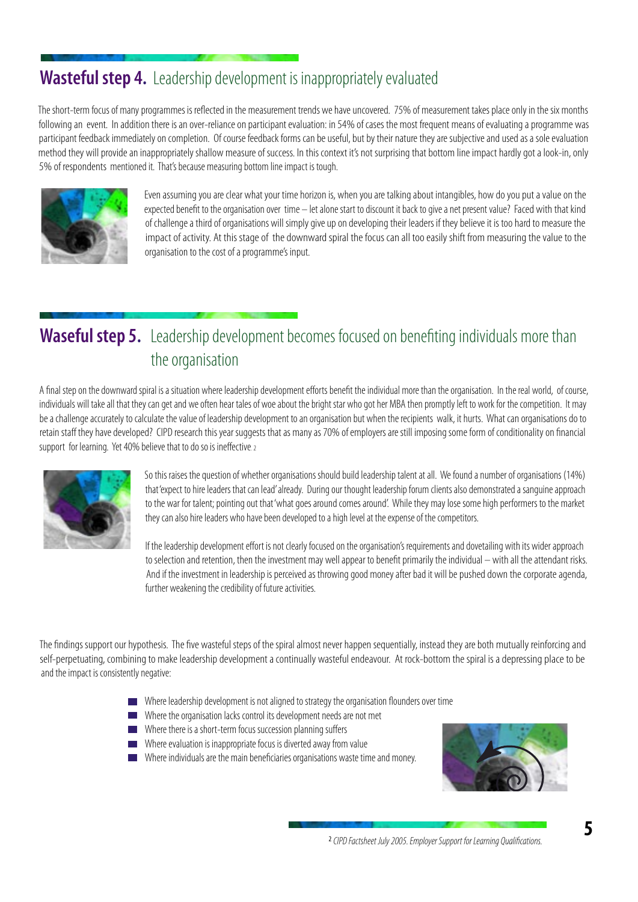## **Wasteful step 4.** Leadership development is inappropriately evaluated

The short-term focus of many programmes is reflected in the measurement trends we have uncovered. 75% of measurement takes place only in the six months following an event. In addition there is an over-reliance on participant evaluation: in 54% of cases the most frequent means of evaluating a programme was participant feedback immediately on completion. Of course feedback forms can be useful, but by their nature they are subjective and used as a sole evaluation method they will provide an inappropriately shallow measure of success. In this context it's not surprising that bottom line impact hardly got a look-in, only 5% of respondents mentioned it. That's because measuring bottom line impact is tough.

Even assuming you are clear what your time horizon is, when you are talking about intangibles, how do you put a value on the expected benefit to the organisation over time – let alone start to discount it back to give a net present value? Faced with that kind of challenge a third of organisations will simply give up on developing their leaders if they believe it is too hard to measure the impact of activity. At this stage of the downward spiral the focus can all too easily shift from measuring the value to the organisation to the cost of a programme's input.

## **Waseful step 5.** Leadership development becomes focused on benefiting individuals more than the organisation

A final step on the downward spiral is a situation where leadership development efforts benefit the individual more than the organisation. In the real world, of course, individuals will take all that they can get and we often hear tales of woe about the bright star who got her MBA then promptly left to work for the competition. It may be a challenge accurately to calculate the value of leadership development to an organisation but when the recipients walk, it hurts. What can organisations do to retain staff they have developed? CIPD research this year suggests that as many as 70% of employers are still imposing some form of conditionality on financial support for learning. Yet 40% believe that to do so is ineffective.[2]

So this raises the question of whether organisations should build leadership talent at all. We found a number of organisations (14%) that 'expect to hire leaders that can lead' already. During our thought leadership forum clients also demonstrated a sanguine approach to the war for talent; pointing out that 'what goes around comes around'. While they may lose some high performers to the market they can also hire leaders who have been developed to a high level at the expense of the competitors.

If the leadership development effort is not clearly focused on the organisation's requirements and dovetailing with its wider approach to selection and retention, then the investment may well appear to benefit primarily the individual – with all the attendant risks. And if the investment in leadership is perceived as throwing good money after bad it will be pushed down the corporate agenda, further weakening the credibility of future activities.

The findings support our hypothesis. The five wasteful steps of the spiral almost never happen sequentially, instead they are both mutually reinforcing and self-perpetuating, combining to make leadership development a continually wasteful endeavour. At rock-bottom the spiral is a depressing place to be and the impact is consistently negative:

- Where leadership development is not aligned to strategy the organisation flounders over time
- Where the organisation lacks control its development needs are not met
- Where there is a short-term focus succession planning suffers
- Where evaluation is inappropriate focus is diverted away from value
- Where individuals are the main beneficiaries organisations waste time and money.

[2] *CIPD Factsheet July 2005. Employer Support for Learning Qualifications.*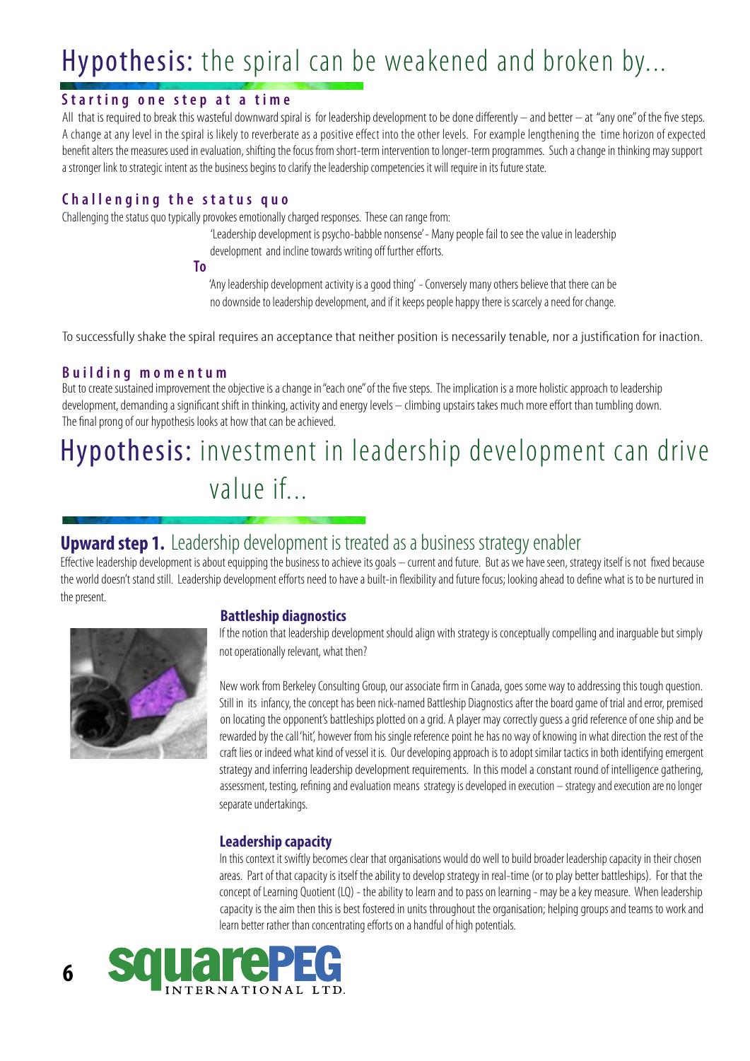# Hypothesis: the spiral can be weakened and broken by...

### Starting one step at a time

All that is required to break this wasteful downward spiral is for leadership development to be done differently – and better – at "any one" of the five steps. A change at any level in the spiral is likely to reverberate as a positive effect into the other levels. For example lengthening the time horizon of expected benefit alters the measures used in evaluation, shifting the focus from short-term intervention to longer-term programmes. Such a change in thinking may support a stronger link to strategic intent as the business begins to clarify the leadership competencies it will require in its future state.

### Challenging the status quo

Challenging the status quo typically provokes emotionally charged responses. These can range from:

'Leadership development is psycho-babble nonsense' - Many people fail to see the value in leadership development and incline towards writing off further efforts.

**To**

'Any leadership development activity is a good thing' - Conversely many others believe that there can be no downside to leadership development, and if it keeps people happy there is scarcely a need for change.

To successfully shake the spiral requires an acceptance that neither position is necessarily tenable, nor a justification for inaction.

### Building momentum

But to create sustained improvement the objective is a change in "each one" of the five steps. The implication is a more holistic approach to leadership development, demanding a significant shift in thinking, activity and energy levels – climbing upstairs takes much more effort than tumbling down. The final prong of our hypothesis looks at how that can be achieved.

# Hypothesis: investment in leadership development can drive value if...

## Upward step 1. Leadership development is treated as a business strategy enabler

Effective leadership development is about equipping the business to achieve its goals – current and future. But as we have seen, strategy itself is not fixed because the world doesn't stand still. Leadership development efforts need to have a built-in flexibility and future focus; looking ahead to define what is to be nurtured in the present.

### Battleship diagnostics

If the notion that leadership development should align with strategy is conceptually compelling and inarguable but simply not operationally relevant, what then?

New work from Berkeley Consulting Group, our associate firm in Canada, goes some way to addressing this tough question. Still in its infancy, the concept has been nick-named Battleship Diagnostics after the board game of trial and error, premised on locating the opponent's battleships plotted on a grid. A player may correctly guess a grid reference of one ship and be rewarded by the call 'hit', however from his single reference point he has no way of knowing in what direction the rest of the craft lies or indeed what kind of vessel it is. Our developing approach is to adopt similar tactics in both identifying emergent strategy and inferring leadership development requirements. In this model a constant round of intelligence gathering, assessment, testing, refining and evaluation means strategy is developed in execution – strategy and execution are no longer separate undertakings.

### Leadership capacity

In this context it swiftly becomes clear that organisations would do well to build broader leadership capacity in their chosen areas. Part of that capacity is itself the ability to develop strategy in real-time (or to play better battleships). For that the concept of Learning Quotient (LQ) - the ability to learn and to pass on learning - may be a key measure. When leadership capacity is the aim then this is best fostered in units throughout the organisation; helping groups and teams to work and learn better rather than concentrating efforts on a handful of high potentials.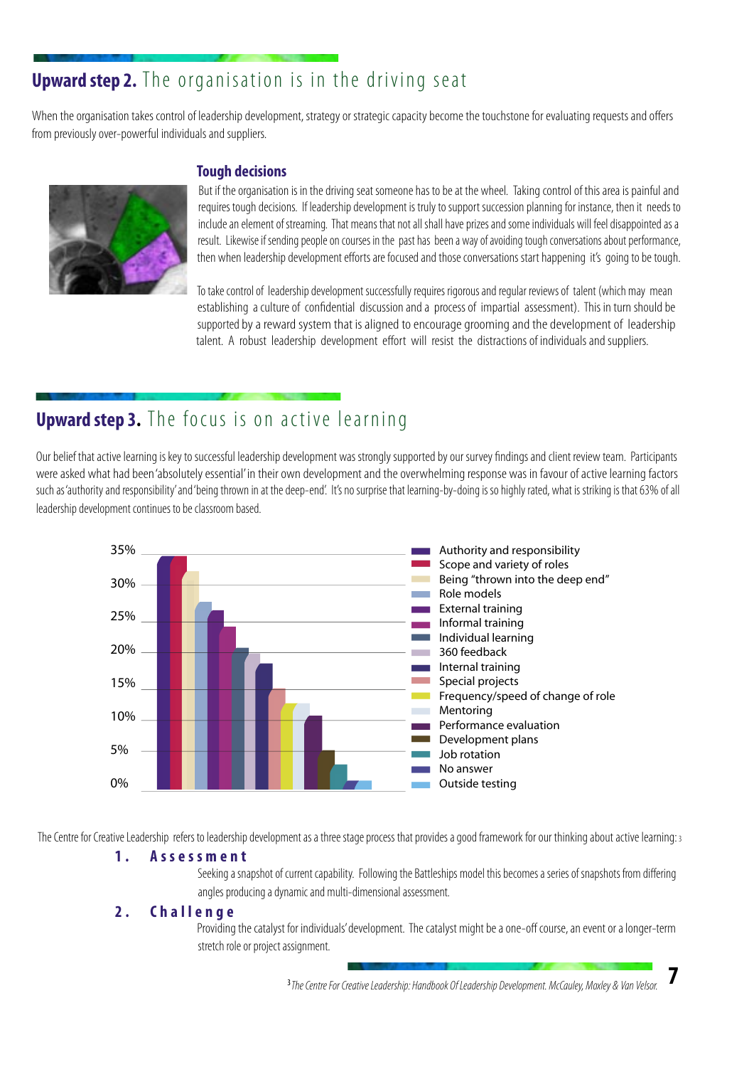## **Upward step 2.** The organisation is in the driving seat

When the organisation takes control of leadership development, strategy or strategic capacity become the touchstone for evaluating requests and offers from previously over-powerful individuals and suppliers.

### Tough decisions

But if the organisation is in the driving seat someone has to be at the wheel. Taking control of this area is painful and requires tough decisions. If leadership development is truly to support succession planning for instance, then it needs to include an element of streaming. That means that not all shall have prizes and some individuals will feel disappointed as a result. Likewise if sending people on courses in the past has been a way of avoiding tough conversations about performance, then when leadership development efforts are focused and those conversations start happening it's going to be tough.

To take control of leadership development successfully requires rigorous and regular reviews of talent (which may mean establishing a culture of confidential discussion and a process of impartial assessment). This in turn should be supported by a reward system that is aligned to encourage grooming and the development of leadership talent. A robust leadership development effort will resist the distractions of individuals and suppliers.

## **Upward step 3.** The focus is on active learning

Our belief that active learning is key to successful leadership development was strongly supported by our survey findings and client review team. Participants were asked what had been 'absolutely essential' in their own development and the overwhelming response was in favour of active learning factors such as 'authority and responsibility' and 'being thrown in at the deep-end'. It's no surprise that learning-by-doing is so highly rated, what is striking is that 63% of all leadership development continues to be classroom based.

Chart legend (y-axis 0%–35%):

- Authority and responsibility
- Scope and variety of roles
- Being "thrown into the deep end"
- Role models
- External training
- Informal training
- Individual learning
- 360 feedback
- Internal training
- Special projects
- Frequency/speed of change of role
- Mentoring
- Performance evaluation
- Development plans
- Job rotation
- No answer
- Outside testing

The Centre for Creative Leadership refers to leadership development as a three stage process that provides a good framework for our thinking about active learning:[3]

**1. Assessment**

Seeking a snapshot of current capability. Following the Battleships model this becomes a series of snapshots from differing angles producing a dynamic and multi-dimensional assessment.

**2. Challenge**

Providing the catalyst for individuals' development. The catalyst might be a one-off course, an event or a longer-term stretch role or project assignment.

[3] *The Centre For Creative Leadership: Handbook Of Leadership Development. McCauley, Moxley & Van Velsor.*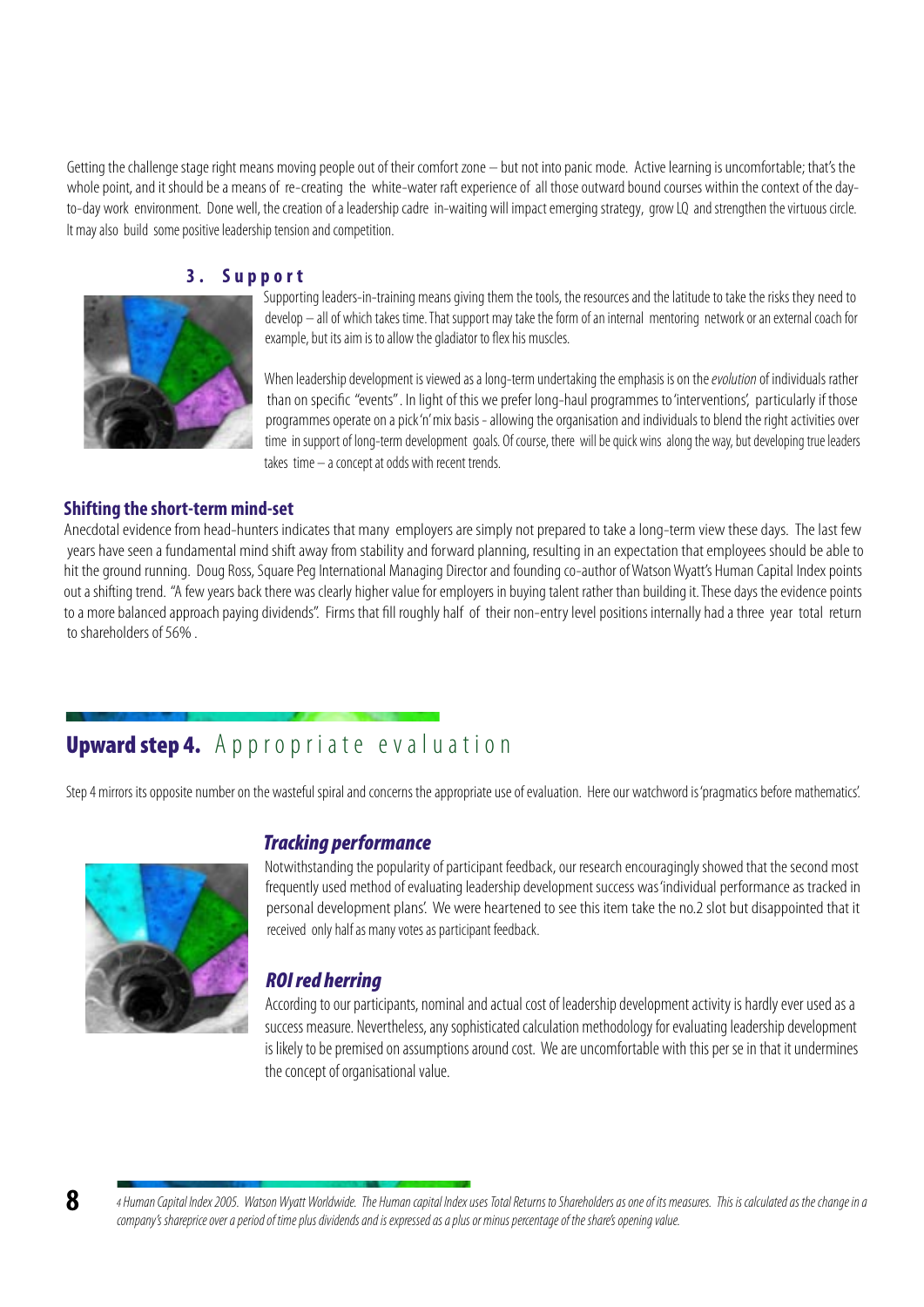Getting the challenge stage right means moving people out of their comfort zone – but not into panic mode. Active learning is uncomfortable; that's the whole point, and it should be a means of re-creating the white-water raft experience of all those outward bound courses within the context of the day-to-day work environment. Done well, the creation of a leadership cadre in-waiting will impact emerging strategy, grow LQ and strengthen the virtuous circle. It may also build some positive leadership tension and competition.

### 3. Support

Supporting leaders-in-training means giving them the tools, the resources and the latitude to take the risks they need to develop – all of which takes time. That support may take the form of an internal mentoring network or an external coach for example, but its aim is to allow the gladiator to flex his muscles.

When leadership development is viewed as a long-term undertaking the emphasis is on the *evolution* of individuals rather than on specific "events". In light of this we prefer long-haul programmes to 'interventions', particularly if those programmes operate on a pick 'n' mix basis - allowing the organisation and individuals to blend the right activities over time in support of long-term development goals. Of course, there will be quick wins along the way, but developing true leaders takes time – a concept at odds with recent trends.

### Shifting the short-term mind-set

Anecdotal evidence from head-hunters indicates that many employers are simply not prepared to take a long-term view these days. The last few years have seen a fundamental mind shift away from stability and forward planning, resulting in an expectation that employees should be able to hit the ground running. Doug Ross, Square Peg International Managing Director and founding co-author of Watson Wyatt's Human Capital Index points out a shifting trend. "A few years back there was clearly higher value for employers in buying talent rather than building it. These days the evidence points to a more balanced approach paying dividends". Firms that fill roughly half of their non-entry level positions internally had a three year total return to shareholders of 56%[4].

## **Upward step 4.** Appropriate evaluation

Step 4 mirrors its opposite number on the wasteful spiral and concerns the appropriate use of evaluation. Here our watchword is 'pragmatics before mathematics'.

### *Tracking performance*

Notwithstanding the popularity of participant feedback, our research encouragingly showed that the second most frequently used method of evaluating leadership development success was 'individual performance as tracked in personal development plans'. We were heartened to see this item take the no.2 slot but disappointed that it received only half as many votes as participant feedback.

### *ROI red herring*

According to our participants, nominal and actual cost of leadership development activity is hardly ever used as a success measure. Nevertheless, any sophisticated calculation methodology for evaluating leadership development is likely to be premised on assumptions around cost. We are uncomfortable with this per se in that it undermines the concept of organisational value.

*[4] Human Capital Index 2005. Watson Wyatt Worldwide. The Human capital Index uses Total Returns to Shareholders as one of its measures. This is calculated as the change in a company's shareprice over a period of time plus dividends and is expressed as a plus or minus percentage of the share's opening value.*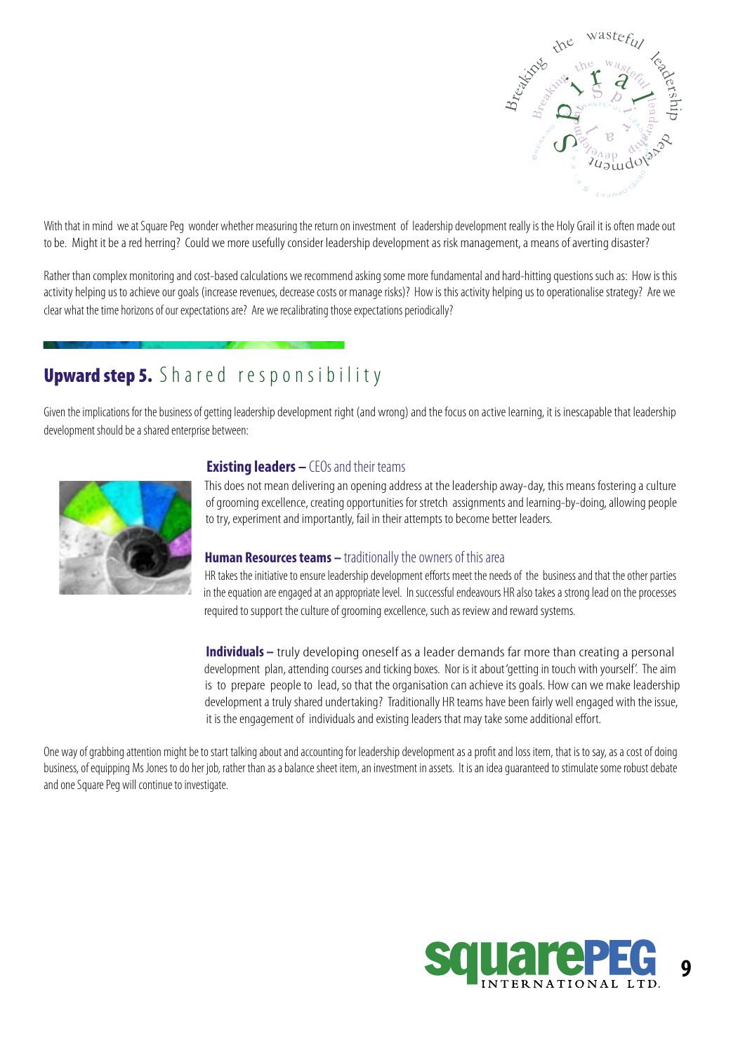With that in mind we at Square Peg wonder whether measuring the return on investment of leadership development really is the Holy Grail it is often made out to be. Might it be a red herring? Could we more usefully consider leadership development as risk management, a means of averting disaster?

Rather than complex monitoring and cost-based calculations we recommend asking some more fundamental and hard-hitting questions such as: How is this activity helping us to achieve our goals (increase revenues, decrease costs or manage risks)? How is this activity helping us to operationalise strategy? Are we clear what the time horizons of our expectations are? Are we recalibrating those expectations periodically?

## Upward step 5. Shared responsibility

Given the implications for the business of getting leadership development right (and wrong) and the focus on active learning, it is inescapable that leadership development should be a shared enterprise between:

**Existing leaders –** CEOs and their teams

This does not mean delivering an opening address at the leadership away-day, this means fostering a culture of grooming excellence, creating opportunities for stretch assignments and learning-by-doing, allowing people to try, experiment and importantly, fail in their attempts to become better leaders.

**Human Resources teams –** traditionally the owners of this area

HR takes the initiative to ensure leadership development efforts meet the needs of the business and that the other parties in the equation are engaged at an appropriate level. In successful endeavours HR also takes a strong lead on the processes required to support the culture of grooming excellence, such as review and reward systems.

**Individuals –** truly developing oneself as a leader demands far more than creating a personal development plan, attending courses and ticking boxes. Nor is it about 'getting in touch with yourself'. The aim is to prepare people to lead, so that the organisation can achieve its goals. How can we make leadership development a truly shared undertaking? Traditionally HR teams have been fairly well engaged with the issue, it is the engagement of individuals and existing leaders that may take some additional effort.

One way of grabbing attention might be to start talking about and accounting for leadership development as a profit and loss item, that is to say, as a cost of doing business, of equipping Ms Jones to do her job, rather than as a balance sheet item, an investment in assets. It is an idea guaranteed to stimulate some robust debate and one Square Peg will continue to investigate.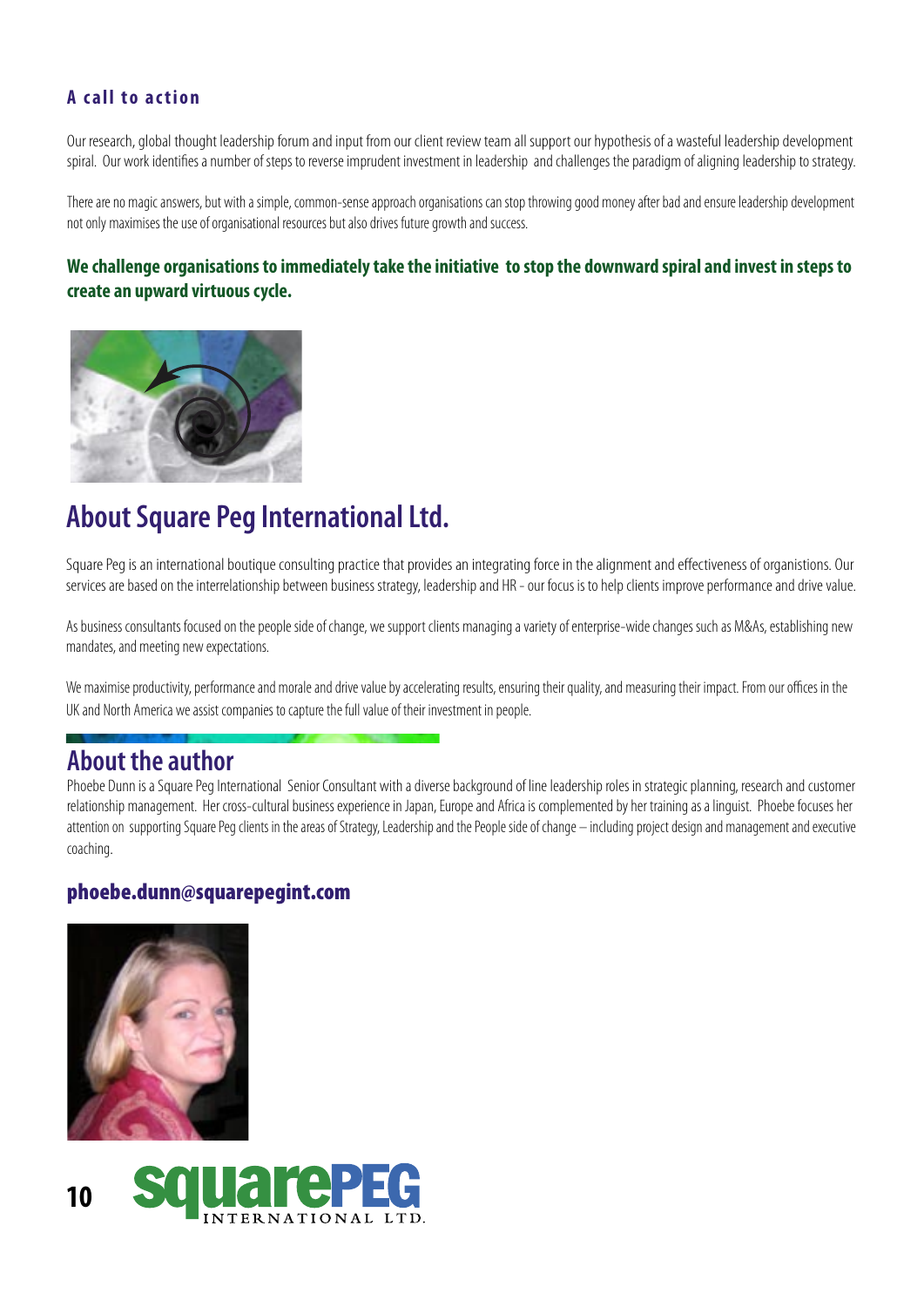### A call to action

Our research, global thought leadership forum and input from our client review team all support our hypothesis of a wasteful leadership development spiral. Our work identifies a number of steps to reverse imprudent investment in leadership and challenges the paradigm of aligning leadership to strategy.

There are no magic answers, but with a simple, common-sense approach organisations can stop throwing good money after bad and ensure leadership development not only maximises the use of organisational resources but also drives future growth and success.

**We challenge organisations to immediately take the initiative to stop the downward spiral and invest in steps to create an upward virtuous cycle.**

## About Square Peg International Ltd.

Square Peg is an international boutique consulting practice that provides an integrating force in the alignment and effectiveness of organistions. Our services are based on the interrelationship between business strategy, leadership and HR - our focus is to help clients improve performance and drive value.

As business consultants focused on the people side of change, we support clients managing a variety of enterprise-wide changes such as M&As, establishing new mandates, and meeting new expectations.

We maximise productivity, performance and morale and drive value by accelerating results, ensuring their quality, and measuring their impact. From our offices in the UK and North America we assist companies to capture the full value of their investment in people.

## About the author

Phoebe Dunn is a Square Peg International Senior Consultant with a diverse background of line leadership roles in strategic planning, research and customer relationship management. Her cross-cultural business experience in Japan, Europe and Africa is complemented by her training as a linguist. Phoebe focuses her attention on supporting Square Peg clients in the areas of Strategy, Leadership and the People side of change – including project design and management and executive coaching.

**phoebe.dunn@squarepegint.com**

squarePEG INTERNATIONAL LTD.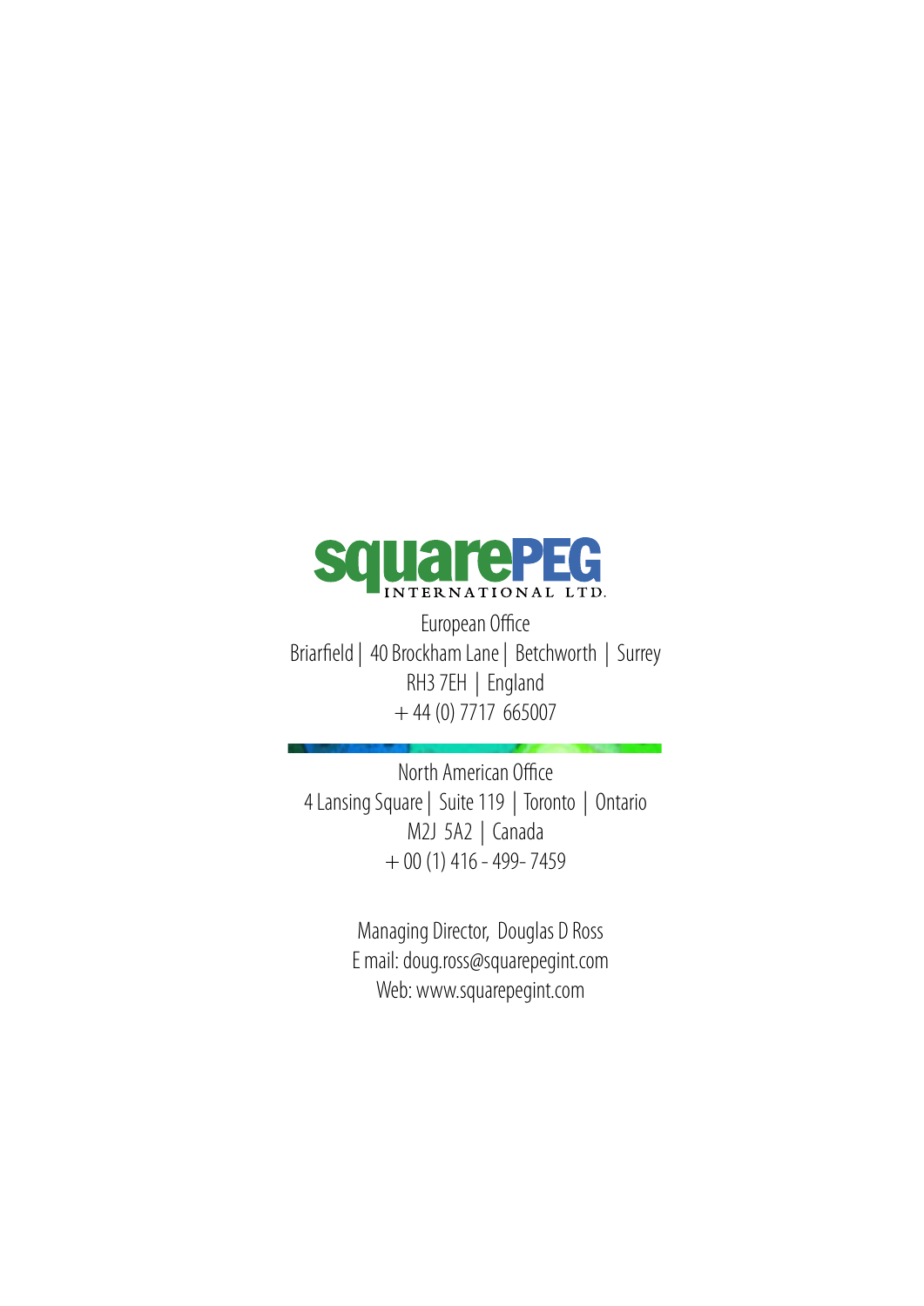squarePEG
INTERNATIONAL LTD.

European Office
Briarfield | 40 Brockham Lane | Betchworth | Surrey
RH3 7EH | England
+ 44 (0) 7717 665007

North American Office
4 Lansing Square | Suite 119 | Toronto | Ontario
M2J 5A2 | Canada
+ 00 (1) 416 - 499- 7459

Managing Director, Douglas D Ross
E mail: doug.ross@squarepegint.com
Web: www.squarepegint.com